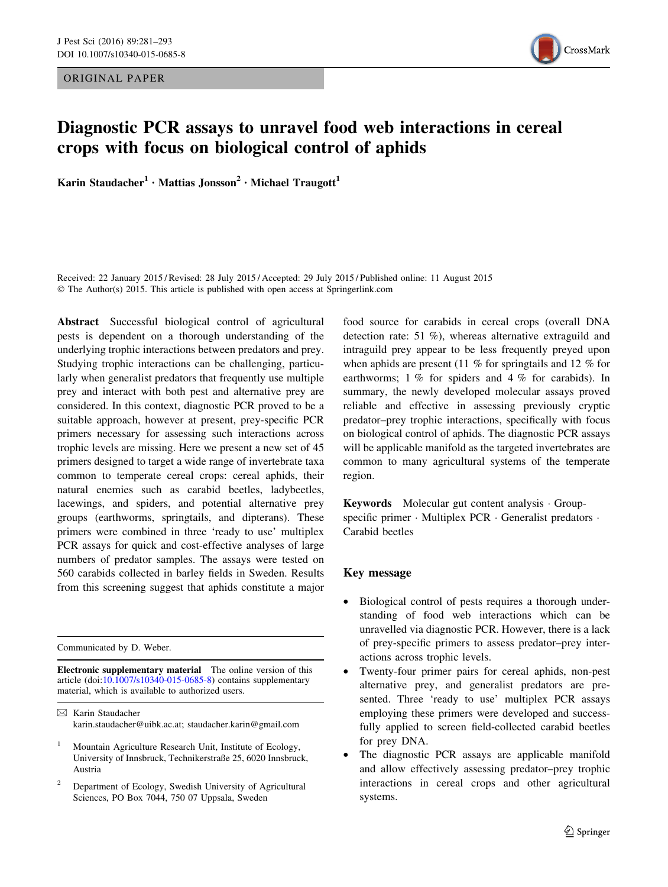ORIGINAL PAPER

# Diagnostic PCR assays to unravel food web interactions in cereal crops with focus on biological control of aphids

**Karin Staudacher**[1] · **Mattias Jonsson**[2] · **Michael Traugott**[1]

Received: 22 January 2015 / Revised: 28 July 2015 / Accepted: 29 July 2015 / Published online: 11 August 2015
© The Author(s) 2015. This article is published with open access at Springerlink.com

**Abstract** Successful biological control of agricultural pests is dependent on a thorough understanding of the underlying trophic interactions between predators and prey. Studying trophic interactions can be challenging, particularly when generalist predators that frequently use multiple prey and interact with both pest and alternative prey are considered. In this context, diagnostic PCR proved to be a suitable approach, however at present, prey-specific PCR primers necessary for assessing such interactions across trophic levels are missing. Here we present a new set of 45 primers designed to target a wide range of invertebrate taxa common to temperate cereal crops: cereal aphids, their natural enemies such as carabid beetles, ladybeetles, lacewings, and spiders, and potential alternative prey groups (earthworms, springtails, and dipterans). These primers were combined in three 'ready to use' multiplex PCR assays for quick and cost-effective analyses of large numbers of predator samples. The assays were tested on 560 carabids collected in barley fields in Sweden. Results from this screening suggest that aphids constitute a major food source for carabids in cereal crops (overall DNA detection rate: 51 %), whereas alternative extraguild and intraguild prey appear to be less frequently preyed upon when aphids are present (11 % for springtails and 12 % for earthworms; 1 % for spiders and 4 % for carabids). In summary, the newly developed molecular assays proved reliable and effective in assessing previously cryptic predator–prey trophic interactions, specifically with focus on biological control of aphids. The diagnostic PCR assays will be applicable manifold as the targeted invertebrates are common to many agricultural systems of the temperate region.

**Keywords** Molecular gut content analysis · Group-specific primer · Multiplex PCR · Generalist predators · Carabid beetles

## Key message

- Biological control of pests requires a thorough understanding of food web interactions which can be unravelled via diagnostic PCR. However, there is a lack of prey-specific primers to assess predator–prey interactions across trophic levels.
- Twenty-four primer pairs for cereal aphids, non-pest alternative prey, and generalist predators are presented. Three 'ready to use' multiplex PCR assays employing these primers were developed and successfully applied to screen field-collected carabid beetles for prey DNA.
- The diagnostic PCR assays are applicable manifold and allow effectively assessing predator–prey trophic interactions in cereal crops and other agricultural systems.

---

Communicated by D. Weber.

**Electronic supplementary material** The online version of this article (doi:10.1007/s10340-015-0685-8) contains supplementary material, which is available to authorized users.

✉ Karin Staudacher
karin.staudacher@uibk.ac.at; staudacher.karin@gmail.com

[1] Mountain Agriculture Research Unit, Institute of Ecology, University of Innsbruck, Technikerstraße 25, 6020 Innsbruck, Austria

[2] Department of Ecology, Swedish University of Agricultural Sciences, PO Box 7044, 750 07 Uppsala, Sweden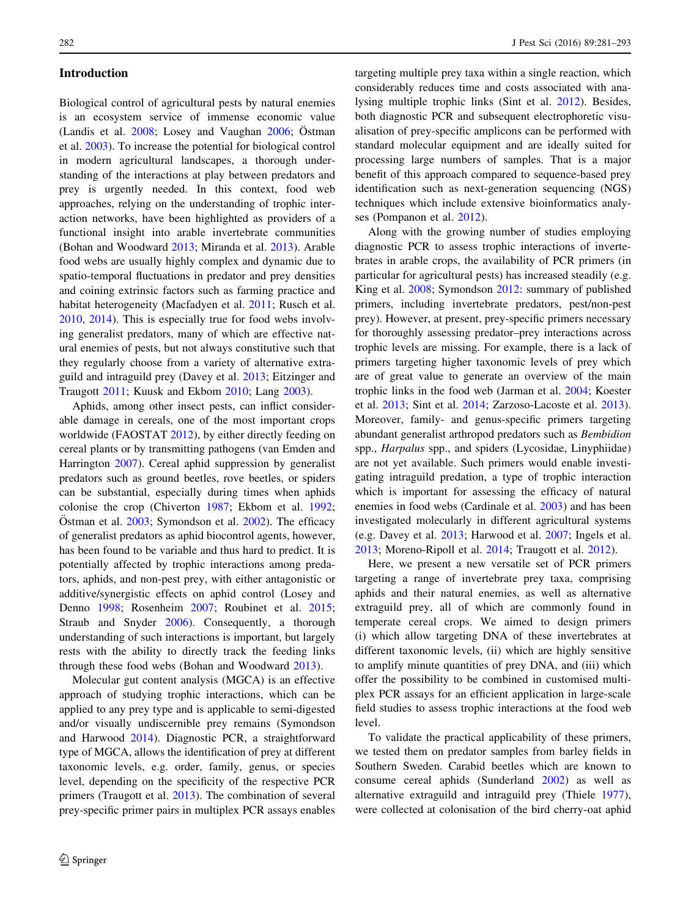## Introduction

Biological control of agricultural pests by natural enemies is an ecosystem service of immense economic value (Landis et al. 2008; Losey and Vaughan 2006; Östman et al. 2003). To increase the potential for biological control in modern agricultural landscapes, a thorough understanding of the interactions at play between predators and prey is urgently needed. In this context, food web approaches, relying on the understanding of trophic interaction networks, have been highlighted as providers of a functional insight into arable invertebrate communities (Bohan and Woodward 2013; Miranda et al. 2013). Arable food webs are usually highly complex and dynamic due to spatio-temporal fluctuations in predator and prey densities and coining extrinsic factors such as farming practice and habitat heterogeneity (Macfadyen et al. 2011; Rusch et al. 2010, 2014). This is especially true for food webs involving generalist predators, many of which are effective natural enemies of pests, but not always constitutive such that they regularly choose from a variety of alternative extraguild and intraguild prey (Davey et al. 2013; Eitzinger and Traugott 2011; Kuusk and Ekbom 2010; Lang 2003).

Aphids, among other insect pests, can inflict considerable damage in cereals, one of the most important crops worldwide (FAOSTAT 2012), by either directly feeding on cereal plants or by transmitting pathogens (van Emden and Harrington 2007). Cereal aphid suppression by generalist predators such as ground beetles, rove beetles, or spiders can be substantial, especially during times when aphids colonise the crop (Chiverton 1987; Ekbom et al. 1992; Östman et al. 2003; Symondson et al. 2002). The efficacy of generalist predators as aphid biocontrol agents, however, has been found to be variable and thus hard to predict. It is potentially affected by trophic interactions among predators, aphids, and non-pest prey, with either antagonistic or additive/synergistic effects on aphid control (Losey and Denno 1998; Rosenheim 2007; Roubinet et al. 2015; Straub and Snyder 2006). Consequently, a thorough understanding of such interactions is important, but largely rests with the ability to directly track the feeding links through these food webs (Bohan and Woodward 2013).

Molecular gut content analysis (MGCA) is an effective approach of studying trophic interactions, which can be applied to any prey type and is applicable to semi-digested and/or visually undiscernible prey remains (Symondson and Harwood 2014). Diagnostic PCR, a straightforward type of MGCA, allows the identification of prey at different taxonomic levels, e.g. order, family, genus, or species level, depending on the specificity of the respective PCR primers (Traugott et al. 2013). The combination of several prey-specific primer pairs in multiplex PCR assays enables targeting multiple prey taxa within a single reaction, which considerably reduces time and costs associated with analysing multiple trophic links (Sint et al. 2012). Besides, both diagnostic PCR and subsequent electrophoretic visualisation of prey-specific amplicons can be performed with standard molecular equipment and are ideally suited for processing large numbers of samples. That is a major benefit of this approach compared to sequence-based prey identification such as next-generation sequencing (NGS) techniques which include extensive bioinformatics analyses (Pompanon et al. 2012).

Along with the growing number of studies employing diagnostic PCR to assess trophic interactions of invertebrates in arable crops, the availability of PCR primers (in particular for agricultural pests) has increased steadily (e.g. King et al. 2008; Symondson 2012: summary of published primers, including invertebrate predators, pest/non-pest prey). However, at present, prey-specific primers necessary for thoroughly assessing predator–prey interactions across trophic levels are missing. For example, there is a lack of primers targeting higher taxonomic levels of prey which are of great value to generate an overview of the main trophic links in the food web (Jarman et al. 2004; Koester et al. 2013; Sint et al. 2014; Zarzoso-Lacoste et al. 2013). Moreover, family- and genus-specific primers targeting abundant generalist arthropod predators such as *Bembidion* spp., *Harpalus* spp., and spiders (Lycosidae, Linyphiidae) are not yet available. Such primers would enable investigating intraguild predation, a type of trophic interaction which is important for assessing the efficacy of natural enemies in food webs (Cardinale et al. 2003) and has been investigated molecularly in different agricultural systems (e.g. Davey et al. 2013; Harwood et al. 2007; Ingels et al. 2013; Moreno-Ripoll et al. 2014; Traugott et al. 2012).

Here, we present a new versatile set of PCR primers targeting a range of invertebrate prey taxa, comprising aphids and their natural enemies, as well as alternative extraguild prey, all of which are commonly found in temperate cereal crops. We aimed to design primers (i) which allow targeting DNA of these invertebrates at different taxonomic levels, (ii) which are highly sensitive to amplify minute quantities of prey DNA, and (iii) which offer the possibility to be combined in customised multiplex PCR assays for an efficient application in large-scale field studies to assess trophic interactions at the food web level.

To validate the practical applicability of these primers, we tested them on predator samples from barley fields in Southern Sweden. Carabid beetles which are known to consume cereal aphids (Sunderland 2002) as well as alternative extraguild and intraguild prey (Thiele 1977), were collected at colonisation of the bird cherry-oat aphid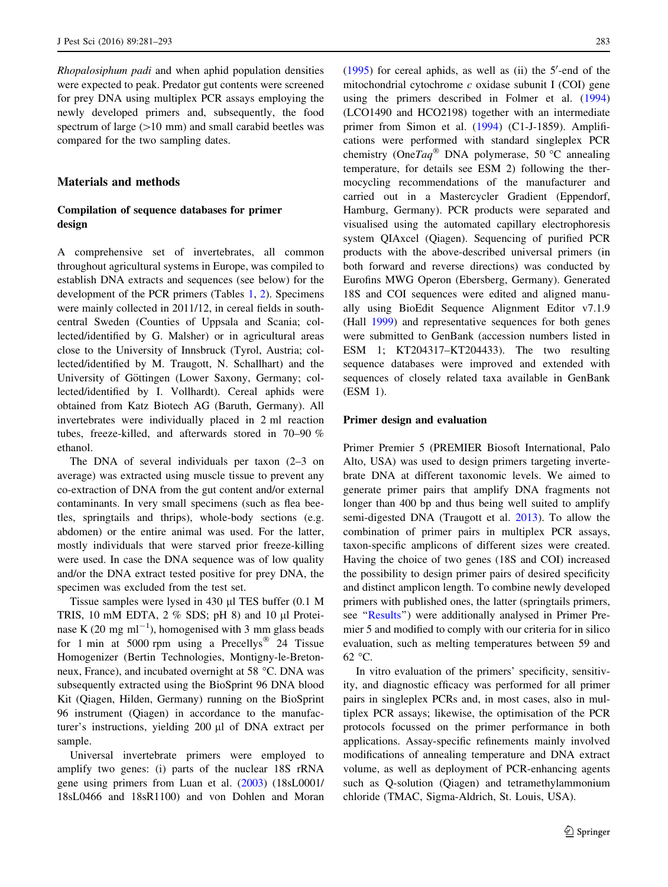*Rhopalosiphum padi* and when aphid population densities were expected to peak. Predator gut contents were screened for prey DNA using multiplex PCR assays employing the newly developed primers and, subsequently, the food spectrum of large (>10 mm) and small carabid beetles was compared for the two sampling dates.

## Materials and methods

### Compilation of sequence databases for primer design

A comprehensive set of invertebrates, all common throughout agricultural systems in Europe, was compiled to establish DNA extracts and sequences (see below) for the development of the PCR primers (Tables 1, 2). Specimens were mainly collected in 2011/12, in cereal fields in south-central Sweden (Counties of Uppsala and Scania; collected/identified by G. Malsher) or in agricultural areas close to the University of Innsbruck (Tyrol, Austria; collected/identified by M. Traugott, N. Schallhart) and the University of Göttingen (Lower Saxony, Germany; collected/identified by I. Vollhardt). Cereal aphids were obtained from Katz Biotech AG (Baruth, Germany). All invertebrates were individually placed in 2 ml reaction tubes, freeze-killed, and afterwards stored in 70–90 % ethanol.

The DNA of several individuals per taxon (2–3 on average) was extracted using muscle tissue to prevent any co-extraction of DNA from the gut content and/or external contaminants. In very small specimens (such as flea beetles, springtails and thrips), whole-body sections (e.g. abdomen) or the entire animal was used. For the latter, mostly individuals that were starved prior freeze-killing were used. In case the DNA sequence was of low quality and/or the DNA extract tested positive for prey DNA, the specimen was excluded from the test set.

Tissue samples were lysed in 430 µl TES buffer (0.1 M TRIS, 10 mM EDTA, 2 % SDS; pH 8) and 10 µl Proteinase K (20 mg $ml^{-1}$), homogenised with 3 mm glass beads for 1 min at 5000 rpm using a Precellys® 24 Tissue Homogenizer (Bertin Technologies, Montigny-le-Bretonneux, France), and incubated overnight at 58 °C. DNA was subsequently extracted using the BioSprint 96 DNA blood Kit (Qiagen, Hilden, Germany) running on the BioSprint 96 instrument (Qiagen) in accordance to the manufacturer's instructions, yielding 200 µl of DNA extract per sample.

Universal invertebrate primers were employed to amplify two genes: (i) parts of the nuclear 18S rRNA gene using primers from Luan et al. (2003) (18sL0001/18sL0466 and 18sR1100) and von Dohlen and Moran (1995) for cereal aphids, as well as (ii) the 5′-end of the mitochondrial cytochrome *c* oxidase subunit I (COI) gene using the primers described in Folmer et al. (1994) (LCO1490 and HCO2198) together with an intermediate primer from Simon et al. (1994) (C1-J-1859). Amplifications were performed with standard singleplex PCR chemistry (One*Taq*® DNA polymerase, 50 °C annealing temperature, for details see ESM 2) following the thermocycling recommendations of the manufacturer and carried out in a Mastercycler Gradient (Eppendorf, Hamburg, Germany). PCR products were separated and visualised using the automated capillary electrophoresis system QIAxcel (Qiagen). Sequencing of purified PCR products with the above-described universal primers (in both forward and reverse directions) was conducted by Eurofins MWG Operon (Ebersberg, Germany). Generated 18S and COI sequences were edited and aligned manually using BioEdit Sequence Alignment Editor v7.1.9 (Hall 1999) and representative sequences for both genes were submitted to GenBank (accession numbers listed in ESM 1; KT204317–KT204433). The two resulting sequence databases were improved and extended with sequences of closely related taxa available in GenBank (ESM 1).

### Primer design and evaluation

Primer Premier 5 (PREMIER Biosoft International, Palo Alto, USA) was used to design primers targeting invertebrate DNA at different taxonomic levels. We aimed to generate primer pairs that amplify DNA fragments not longer than 400 bp and thus being well suited to amplify semi-digested DNA (Traugott et al. 2013). To allow the combination of primer pairs in multiplex PCR assays, taxon-specific amplicons of different sizes were created. Having the choice of two genes (18S and COI) increased the possibility to design primer pairs of desired specificity and distinct amplicon length. To combine newly developed primers with published ones, the latter (springtails primers, see "Results") were additionally analysed in Primer Premier 5 and modified to comply with our criteria for in silico evaluation, such as melting temperatures between 59 and 62 °C.

In vitro evaluation of the primers' specificity, sensitivity, and diagnostic efficacy was performed for all primer pairs in singleplex PCRs and, in most cases, also in multiplex PCR assays; likewise, the optimisation of the PCR protocols focussed on the primer performance in both applications. Assay-specific refinements mainly involved modifications of annealing temperature and DNA extract volume, as well as deployment of PCR-enhancing agents such as Q-solution (Qiagen) and tetramethylammonium chloride (TMAC, Sigma-Aldrich, St. Louis, USA).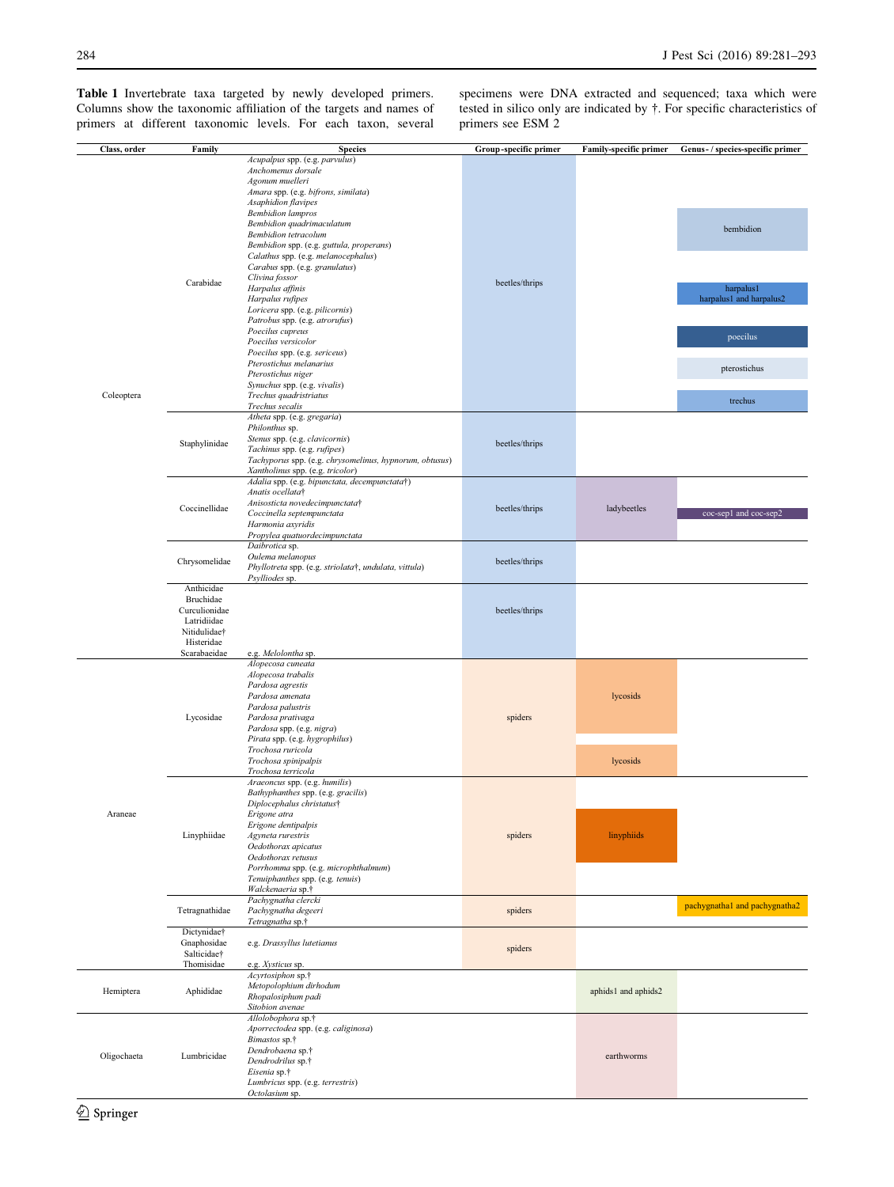**Table 1** Invertebrate taxa targeted by newly developed primers. Columns show the taxonomic affiliation of the targets and names of primers at different taxonomic levels. For each taxon, several specimens were DNA extracted and sequenced; taxa which were tested in silico only are indicated by †. For specific characteristics of primers see ESM 2

| Class, order | Family | Species | Group-specific primer | Family-specific primer | Genus- / species-specific primer |
|---|---|---|---|---|---|
| Coleoptera | Carabidae | *Acupalpus* spp. (e.g. *parvulus*) | beetles/thrips | | |
| | | *Anchomenus dorsale* | | | |
| | | *Agonum muelleri* | | | |
| | | *Amara* spp. (e.g. *bifrons, similata*) | | | |
| | | *Asaphidion flavipes* | | | |
| | | *Bembidion lampros* | | | bembidion |
| | | *Bembidion quadrimaculatum* | | | |
| | | *Bembidion tetracolum* | | | |
| | | *Bembidion* spp. (e.g. *guttula, properans*) | | | |
| | | *Calathus* spp. (e.g. *melanocephalus*) | | | |
| | | *Carabus* spp. (e.g. *granulatus*) | | | |
| | | *Clivina fossor* | | | |
| | | *Harpalus affinis* | | | harpalus1 |
| | | *Harpalus rufipes* | | | harpalus1 and harpalus2 |
| | | *Loricera* spp. (e.g. *pilicornis*) | | | |
| | | *Patrobus* spp. (e.g. *atrorufus*) | | | |
| | | *Poecilus cupreus* | | | poecilus |
| | | *Poecilus versicolor* | | | |
| | | *Poecilus* spp. (e.g. *sericeus*) | | | |
| | | *Pterostichus melanarius* | | | pterostichus |
| | | *Pterostichus niger* | | | |
| | | *Synuchus* spp. (e.g. *vivalis*) | | | |
| | | *Trechus quadristriatus* | | | trechus |
| | | *Trechus secalis* | | | |
| | Staphylinidae | *Atheta* spp. (e.g. *gregaria*) | beetles/thrips | | |
| | | *Philonthus* sp. | | | |
| | | *Stenus* spp. (e.g. *clavicornis*) | | | |
| | | *Tachinus* spp. (e.g. *rufipes*) | | | |
| | | *Tachyporus* spp. (e.g. *chrysomelinus, hypnorum, obtusus*) | | | |
| | | *Xantholinus* spp. (e.g. *tricolor*) | | | |
| | Coccinellidae | *Adalia* spp. (e.g. *bipunctata, decempunctata*†) | beetles/thrips | ladybeetles | |
| | | *Anatis ocellata*† | | | |
| | | *Anisosticta novedecimpunctata*† | | | |
| | | *Coccinella septempunctata* | | | coc-sep1 and coc-sep2 |
| | | *Harmonia axyridis* | | | |
| | | *Propylea quatuordecimpunctata* | | | |
| | Chrysomelidae | *Daibrotica* sp. | beetles/thrips | | |
| | | *Oulema melanopus* | | | |
| | | *Phyllotreta* spp. (e.g. *striolata*†, *undulata, vittula*) | | | |
| | | *Psylliodes* sp. | | | |
| | Anthicidae, Bruchidae, Curculionidae, Latridiidae, Nitidulidae†, Histeridae, Scarabaeidae | e.g. *Melolontha* sp. | beetles/thrips | | |
| Araneae | Lycosidae | *Alopecosa cuneata* | spiders | lycosids | |
| | | *Alopecosa trabalis* | | | |
| | | *Pardosa agrestis* | | | |
| | | *Pardosa amenata* | | | |
| | | *Pardosa palustris* | | | |
| | | *Pardosa prativaga* | | | |
| | | *Pardosa* spp. (e.g. *nigra*) | | | |
| | | *Pirata* spp. (e.g. *hygrophilus*) | | | |
| | | *Trochosa ruricola* | | lycosids | |
| | | *Trochosa spinipalpis* | | | |
| | | *Trochosa terricola* | | | |
| | Linyphiidae | *Araeoncus* spp. (e.g. *humilis*) | spiders | | |
| | | *Bathyphanthes* spp. (e.g. *gracilis*) | | | |
| | | *Diplocephalus christatus*† | | | |
| | | *Erigone atra* | | linyphiids | |
| | | *Erigone dentipalpis* | | | |
| | | *Agyneta rurestris* | | | |
| | | *Oedothorax apicatus* | | | |
| | | *Oedothorax retusus* | | | |
| | | *Porrhomma* spp. (e.g. *microphthalmum*) | | | |
| | | *Tenuiphanthes* spp. (e.g. *tenuis*) | | | |
| | | *Walckenaeria* sp.† | | | |
| | Tetragnathidae | *Pachygnatha clercki* | spiders | | pachygnatha1 and pachygnatha2 |
| | | *Pachygnatha degeeri* | | | |
| | | *Tetragnatha* sp.† | | | |
| | Dictynidae†, Gnaphosidae, Salticidae†, Thomisidae | e.g. *Drassyllus lutetianus*; e.g. *Xysticus* sp. | spiders | | |
| Hemiptera | Aphididae | *Acyrtosiphon* sp.† | | aphids1 and aphids2 | |
| | | *Metopolophium dirhodum* | | | |
| | | *Rhopalosiphum padi* | | | |
| | | *Sitobion avenae* | | | |
| Oligochaeta | Lumbricidae | *Allolobophora* sp.† | | earthworms | |
| | | *Aporrectodea* spp. (e.g. *caliginosa*) | | | |
| | | *Bimastos* sp.† | | | |
| | | *Dendrobaena* sp.† | | | |
| | | *Dendrodrilus* sp.† | | | |
| | | *Eisenia* sp.† | | | |
| | | *Lumbricus* spp. (e.g. *terrestris*) | | | |
| | | *Octolasium* sp. | | | |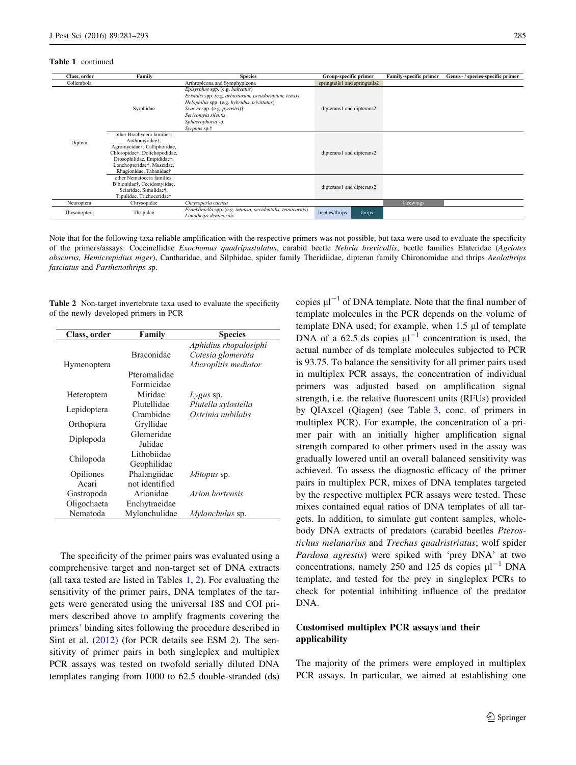**Table 1** continued

| Class, order | Family | Species | Group-specific primer | | Family-specific primer | Genus- / species-specific primer |
|---|---|---|---|---|---|---|
| Collembola | | Arthropleona and Symphypleona | springtails1 and springtails2 | | | |
| Diptera | Syrphidae | *Episyrphus* spp. (e.g. *balteatus*)<br>*Eristalis* spp. (e.g. *arbustorum, pseudorupium, tenax*)<br>*Helophilus* spp. (e.g. *hybridus, trivittatus*)<br>*Scaeva* spp. (e.g. *pyrastri*)†<br>*Sericomyia silentis*<br>*Sphaerophoria* sp.<br>*Syrphus* sp.† | dipterans1 and dipterans2 | | | |
| | other Brachycera families: Anthomyiidae†, Agromyzidae†, Calliphoridae, Chloropidae†, Dolichopodidae, Drosophilidae, Empididae†, Lonchopteridae†, Muscidae, Rhagionidae, Tabanidae† | | dipterans1 and dipterans2 | | | |
| | other Nematocera families: Bibionidae†, Cecidomyiidae, Sciaridae, Simulidae†, Tipulidae, Trichoceridae† | | dipterans1 and dipterans2 | | | |
| Neuroptera | Chrysopidae | *Chrysoperla carnea* | | | lacewings | |
| Thysanoptera | Thripidae | *Frankliniella* spp. (e.g. *intonsa, occidentalis, tenuicornis*)<br>*Limothrips denticornis* | beetles/thrips | thrips | | |

Note that for the following taxa reliable amplification with the respective primers was not possible, but taxa were used to evaluate the specificity of the primers/assays: Coccinellidae *Exochomus quadripustulatus*, carabid beetle *Nebria brevicollis*, beetle families Elateridae (*Agriotes obscurus, Hemicrepidius niger*), Cantharidae, and Silphidae, spider family Theridiidae, dipteran family Chironomidae and thrips *Aeolothrips fasciatus* and *Parthenothrips* sp.

**Table 2** Non-target invertebrate taxa used to evaluate the specificity of the newly developed primers in PCR

| Class, order | Family | Species |
|---|---|---|
| Hymenoptera | Braconidae | *Aphidius rhopalosiphi*<br>*Cotesia glomerata*<br>*Microplitis mediator* |
| | Pteromalidae | |
| | Formicidae | |
| Heteroptera | Miridae | *Lygus* sp. |
| Lepidoptera | Plutellidae | *Plutella xylostella* |
| | Crambidae | *Ostrinia nubilalis* |
| Orthoptera | Gryllidae | |
| Diplopoda | Glomeridae | |
| | Julidae | |
| Chilopoda | Lithobiidae | |
| | Geophilidae | |
| Opiliones | Phalangiidae | *Mitopus* sp. |
| Acari | not identified | |
| Gastropoda | Arionidae | *Arion hortensis* |
| Oligochaeta | Enchytraeidae | |
| Nematoda | Mylonchulidae | *Mylonchulus* sp. |

The specificity of the primer pairs was evaluated using a comprehensive target and non-target set of DNA extracts (all taxa tested are listed in Tables 1, 2). For evaluating the sensitivity of the primer pairs, DNA templates of the targets were generated using the universal 18S and COI primers described above to amplify fragments covering the primers' binding sites following the procedure described in Sint et al. (2012) (for PCR details see ESM 2). The sensitivity of primer pairs in both singleplex and multiplex PCR assays was tested on twofold serially diluted DNA templates ranging from 1000 to 62.5 double-stranded (ds) copies $\mu l^{-1}$ of DNA template. Note that the final number of template molecules in the PCR depends on the volume of template DNA used; for example, when 1.5 µl of template DNA of a 62.5 ds copies $\mu l^{-1}$ concentration is used, the actual number of ds template molecules subjected to PCR is 93.75. To balance the sensitivity for all primer pairs used in multiplex PCR assays, the concentration of individual primers was adjusted based on amplification signal strength, i.e. the relative fluorescent units (RFUs) provided by QIAxcel (Qiagen) (see Table 3, conc. of primers in multiplex PCR). For example, the concentration of a primer pair with an initially higher amplification signal strength compared to other primers used in the assay was gradually lowered until an overall balanced sensitivity was achieved. To assess the diagnostic efficacy of the primer pairs in multiplex PCR, mixes of DNA templates targeted by the respective multiplex PCR assays were tested. These mixes contained equal ratios of DNA templates of all targets. In addition, to simulate gut content samples, whole-body DNA extracts of predators (carabid beetles *Pterostichus melanarius* and *Trechus quadristriatus*; wolf spider *Pardosa agrestis*) were spiked with 'prey DNA' at two concentrations, namely 250 and 125 ds copies $\mu l^{-1}$ DNA template, and tested for the prey in singleplex PCRs to check for potential inhibiting influence of the predator DNA.

## Customised multiplex PCR assays and their applicability

The majority of the primers were employed in multiplex PCR assays. In particular, we aimed at establishing one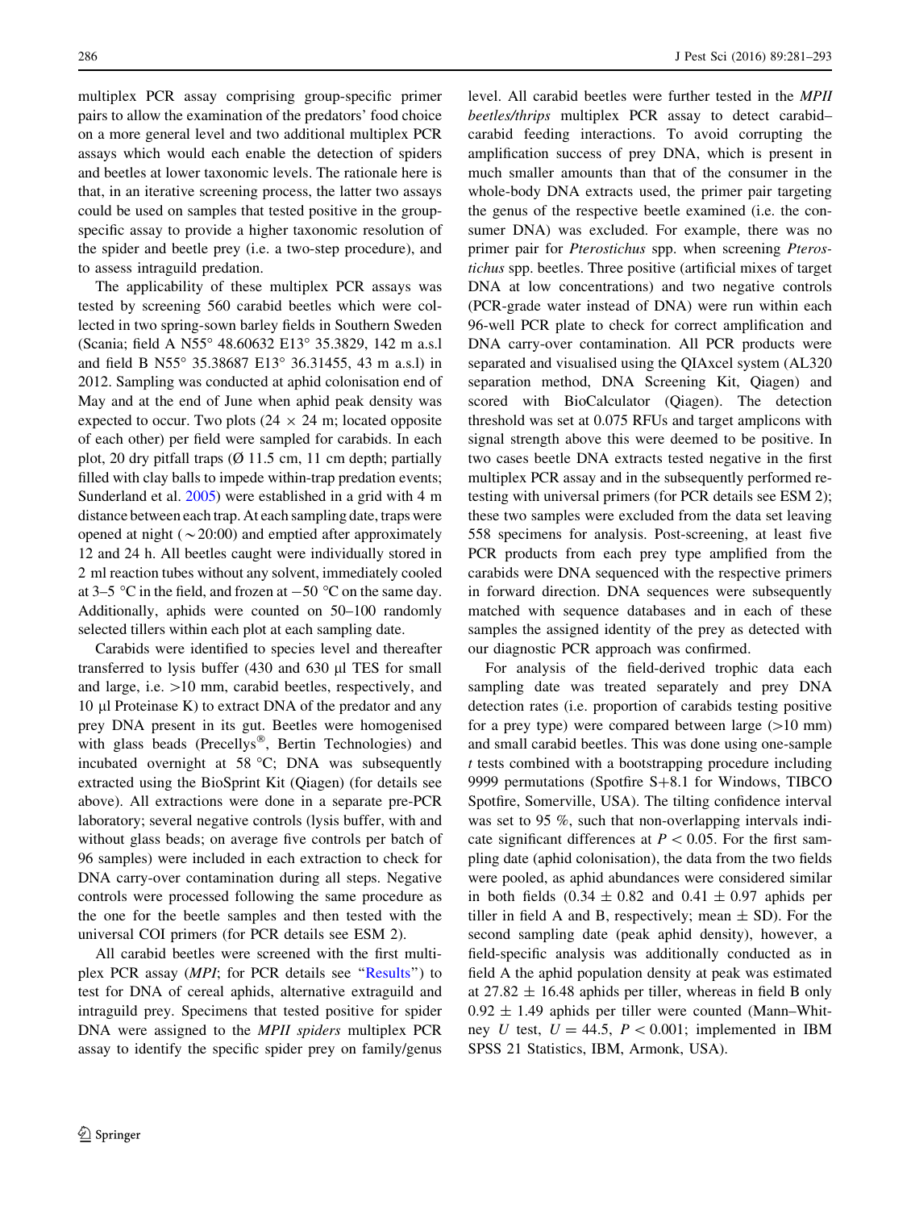multiplex PCR assay comprising group-specific primer pairs to allow the examination of the predators' food choice on a more general level and two additional multiplex PCR assays which would each enable the detection of spiders and beetles at lower taxonomic levels. The rationale here is that, in an iterative screening process, the latter two assays could be used on samples that tested positive in the group-specific assay to provide a higher taxonomic resolution of the spider and beetle prey (i.e. a two-step procedure), and to assess intraguild predation.

The applicability of these multiplex PCR assays was tested by screening 560 carabid beetles which were collected in two spring-sown barley fields in Southern Sweden (Scania; field A N55° 48.60632 E13° 35.3829, 142 m a.s.l and field B N55° 35.38687 E13° 36.31455, 43 m a.s.l) in 2012. Sampling was conducted at aphid colonisation end of May and at the end of June when aphid peak density was expected to occur. Two plots (24 × 24 m; located opposite of each other) per field were sampled for carabids. In each plot, 20 dry pitfall traps (Ø 11.5 cm, 11 cm depth; partially filled with clay balls to impede within-trap predation events; Sunderland et al. 2005) were established in a grid with 4 m distance between each trap. At each sampling date, traps were opened at night (~20:00) and emptied after approximately 12 and 24 h. All beetles caught were individually stored in 2 ml reaction tubes without any solvent, immediately cooled at 3–5 °C in the field, and frozen at −50 °C on the same day. Additionally, aphids were counted on 50–100 randomly selected tillers within each plot at each sampling date.

Carabids were identified to species level and thereafter transferred to lysis buffer (430 and 630 µl TES for small and large, i.e. >10 mm, carabid beetles, respectively, and 10 µl Proteinase K) to extract DNA of the predator and any prey DNA present in its gut. Beetles were homogenised with glass beads (Precellys®, Bertin Technologies) and incubated overnight at 58 °C; DNA was subsequently extracted using the BioSprint Kit (Qiagen) (for details see above). All extractions were done in a separate pre-PCR laboratory; several negative controls (lysis buffer, with and without glass beads; on average five controls per batch of 96 samples) were included in each extraction to check for DNA carry-over contamination during all steps. Negative controls were processed following the same procedure as the one for the beetle samples and then tested with the universal COI primers (for PCR details see ESM 2).

All carabid beetles were screened with the first multiplex PCR assay (*MPI*; for PCR details see "Results") to test for DNA of cereal aphids, alternative extraguild and intraguild prey. Specimens that tested positive for spider DNA were assigned to the *MPII spiders* multiplex PCR assay to identify the specific spider prey on family/genus level. All carabid beetles were further tested in the *MPII beetles/thrips* multiplex PCR assay to detect carabid–carabid feeding interactions. To avoid corrupting the amplification success of prey DNA, which is present in much smaller amounts than that of the consumer in the whole-body DNA extracts used, the primer pair targeting the genus of the respective beetle examined (i.e. the consumer DNA) was excluded. For example, there was no primer pair for *Pterostichus* spp. when screening *Pterostichus* spp. beetles. Three positive (artificial mixes of target DNA at low concentrations) and two negative controls (PCR-grade water instead of DNA) were run within each 96-well PCR plate to check for correct amplification and DNA carry-over contamination. All PCR products were separated and visualised using the QIAxcel system (AL320 separation method, DNA Screening Kit, Qiagen) and scored with BioCalculator (Qiagen). The detection threshold was set at 0.075 RFUs and target amplicons with signal strength above this were deemed to be positive. In two cases beetle DNA extracts tested negative in the first multiplex PCR assay and in the subsequently performed re-testing with universal primers (for PCR details see ESM 2); these two samples were excluded from the data set leaving 558 specimens for analysis. Post-screening, at least five PCR products from each prey type amplified from the carabids were DNA sequenced with the respective primers in forward direction. DNA sequences were subsequently matched with sequence databases and in each of these samples the assigned identity of the prey as detected with our diagnostic PCR approach was confirmed.

For analysis of the field-derived trophic data each sampling date was treated separately and prey DNA detection rates (i.e. proportion of carabids testing positive for a prey type) were compared between large (>10 mm) and small carabid beetles. This was done using one-sample *t* tests combined with a bootstrapping procedure including 9999 permutations (Spotfire S+8.1 for Windows, TIBCO Spotfire, Somerville, USA). The tilting confidence interval was set to 95 %, such that non-overlapping intervals indicate significant differences at $P < 0.05$. For the first sampling date (aphid colonisation), the data from the two fields were pooled, as aphid abundances were considered similar in both fields (0.34 ± 0.82 and 0.41 ± 0.97 aphids per tiller in field A and B, respectively; mean ± SD). For the second sampling date (peak aphid density), however, a field-specific analysis was additionally conducted as in field A the aphid population density at peak was estimated at 27.82 ± 16.48 aphids per tiller, whereas in field B only 0.92 ± 1.49 aphids per tiller were counted (Mann–Whitney *U* test, $U = 44.5$, $P < 0.001$; implemented in IBM SPSS 21 Statistics, IBM, Armonk, USA).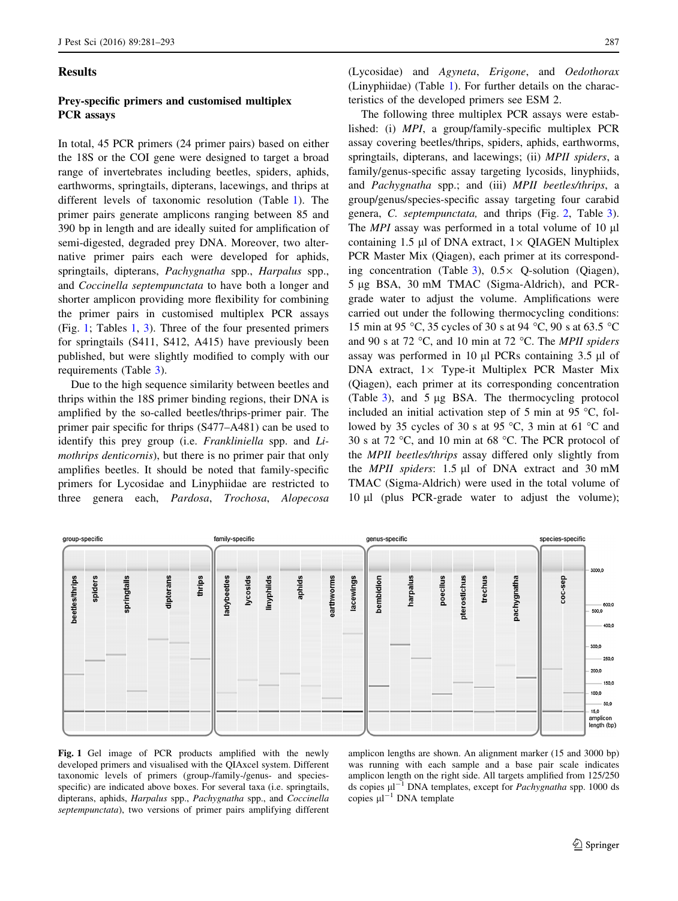## Results

### Prey-specific primers and customised multiplex PCR assays

In total, 45 PCR primers (24 primer pairs) based on either the 18S or the COI gene were designed to target a broad range of invertebrates including beetles, spiders, aphids, earthworms, springtails, dipterans, lacewings, and thrips at different levels of taxonomic resolution (Table 1). The primer pairs generate amplicons ranging between 85 and 390 bp in length and are ideally suited for amplification of semi-digested, degraded prey DNA. Moreover, two alternative primer pairs each were developed for aphids, springtails, dipterans, *Pachygnatha* spp., *Harpalus* spp., and *Coccinella septempunctata* to have both a longer and shorter amplicon providing more flexibility for combining the primer pairs in customised multiplex PCR assays (Fig. 1; Tables 1, 3). Three of the four presented primers for springtails (S411, S412, A415) have previously been published, but were slightly modified to comply with our requirements (Table 3).

Due to the high sequence similarity between beetles and thrips within the 18S primer binding regions, their DNA is amplified by the so-called beetles/thrips-primer pair. The primer pair specific for thrips (S477–A481) can be used to identify this prey group (i.e. *Frankliniella* spp. and *Limothrips denticornis*), but there is no primer pair that only amplifies beetles. It should be noted that family-specific primers for Lycosidae and Linyphiidae are restricted to three genera each, *Pardosa*, *Trochosa*, *Alopecosa* (Lycosidae) and *Agyneta*, *Erigone*, and *Oedothorax* (Linyphiidae) (Table 1). For further details on the characteristics of the developed primers see ESM 2.

The following three multiplex PCR assays were established: (i) *MPI*, a group/family-specific multiplex PCR assay covering beetles/thrips, spiders, aphids, earthworms, springtails, dipterans, and lacewings; (ii) *MPII spiders*, a family/genus-specific assay targeting lycosids, linyphiids, and *Pachygnatha* spp.; and (iii) *MPII beetles/thrips*, a group/genus/species-specific assay targeting four carabid genera, *C. septempunctata,* and thrips (Fig. 2, Table 3). The *MPI* assay was performed in a total volume of 10 µl containing 1.5 µl of DNA extract, 1× QIAGEN Multiplex PCR Master Mix (Qiagen), each primer at its corresponding concentration (Table 3), 0.5× Q-solution (Qiagen), 5 µg BSA, 30 mM TMAC (Sigma-Aldrich), and PCR-grade water to adjust the volume. Amplifications were carried out under the following thermocycling conditions: 15 min at 95 °C, 35 cycles of 30 s at 94 °C, 90 s at 63.5 °C and 90 s at 72 °C, and 10 min at 72 °C. The *MPII spiders* assay was performed in 10 µl PCRs containing 3.5 µl of DNA extract, 1× Type-it Multiplex PCR Master Mix (Qiagen), each primer at its corresponding concentration (Table 3), and 5 µg BSA. The thermocycling protocol included an initial activation step of 5 min at 95 °C, followed by 35 cycles of 30 s at 95 °C, 3 min at 61 °C and 30 s at 72 °C, and 10 min at 68 °C. The PCR protocol of the *MPII beetles/thrips* assay differed only slightly from the *MPII spiders*: 1.5 µl of DNA extract and 30 mM TMAC (Sigma-Aldrich) were used in the total volume of 10 µl (plus PCR-grade water to adjust the volume);

**Fig. 1** Gel image of PCR products amplified with the newly developed primers and visualised with the QIAxcel system. Different taxonomic levels of primers (group-/family-/genus- and species-specific) are indicated above boxes. For several taxa (i.e. springtails, dipterans, aphids, *Harpalus* spp., *Pachygnatha* spp., and *Coccinella septempunctata*), two versions of primer pairs amplifying different amplicon lengths are shown. An alignment marker (15 and 3000 bp) was running with each sample and a base pair scale indicates amplicon length on the right side. All targets amplified from 125/250 ds copies $\mu l^{-1}$ DNA templates, except for *Pachygnatha* spp. 1000 ds copies $\mu l^{-1}$ DNA template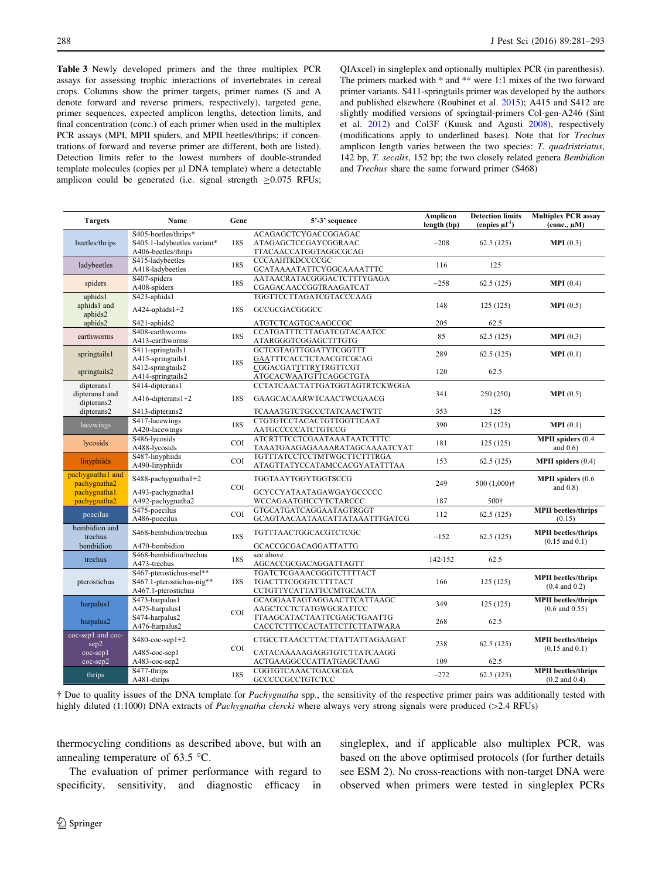**Table 3** Newly developed primers and the three multiplex PCR assays for assessing trophic interactions of invertebrates in cereal crops. Columns show the primer targets, primer names (S and A denote forward and reverse primers, respectively), targeted gene, primer sequences, expected amplicon lengths, detection limits, and final concentration (conc.) of each primer when used in the multiplex PCR assays (MPI, MPII spiders, and MPII beetles/thrips; if concentrations of forward and reverse primer are different, both are listed). Detection limits refer to the lowest numbers of double-stranded template molecules (copies per µl DNA template) where a detectable amplicon could be generated (i.e. signal strength ≥0.075 RFUs; QIAxcel) in singleplex and optionally multiplex PCR (in parenthesis). The primers marked with * and ** were 1:1 mixes of the two forward primer variants. S411-springtails primer was developed by the authors and published elsewhere (Roubinet et al. 2015); A415 and S412 are slightly modified versions of springtail-primers Col-gen-A246 (Sint et al. 2012) and Col3F (Kuusk and Agusti 2008), respectively (modifications apply to underlined bases). Note that for *Trechus* amplicon length varies between the two species: *T. quadristriatus*, 142 bp, *T. secalis*, 152 bp; the two closely related genera *Bembidion* and *Trechus* share the same forward primer (S468)

| Targets | Name | Gene | 5′-3′ sequence | Amplicon length (bp) | Detection limits (copies µl⁻¹) | Multiplex PCR assay (conc., µM) |
|---|---|---|---|---|---|---|
| beetles/thrips | S405-beetles/thrips*<br>S405.1-ladybeetles variant*<br>A406-beetles/thrips | 18S | ACAGAGCTCYGACCGGAGAC<br>ATAGAGCTCCGAYCGGRAAC<br>TTACAACCATGGTAGGCGCAG | ~208 | 62.5 (125) | **MPI** (0.3) |
| ladybeetles | S415-ladybeetles<br>A418-ladybeetles | 18S | CCCAAHTKDCCCCGC<br>GCATAAAATATTCYGGCAAAATTTC | 116 | 125 | |
| spiders | S407-spiders<br>A408-spiders | 18S | AATAACRATACGGGACTCTTTYGAGA<br>CGAGACAACCGGTRAAGATCAT | ~258 | 62.5 (125) | **MPI** (0.4) |
| aphids1 | S423-aphids1 | 18S | TGGTTCCTTAGATCGTACCCAAG | 148 | 125 (125) | **MPI** (0.5) |
| aphids1 and aphids2 | A424-aphids1+2 | | GCCGCGACGGGCC | | | |
| aphids2 | S421-aphids2 | | ATGTCTCAGTGCAAGCCGC | 205 | 62.5 | |
| earthworms | S408-earthworms<br>A413-earthworms | 18S | CCATGATTTCTTAGATCGTACAATCC<br>ATARGGGTCGGAGCTTTGTG | 85 | 62.5 (125) | **MPI** (0.3) |
| springtails1 | S411-springtails1<br>A415-springtails1 | 18S | GCTCGTAGTTGGATYTCGGTTT<br>GAATTTCACCTCTAACGTCGCAG | 289 | 62.5 (125) | **MPI** (0.1) |
| springtails2 | S412-springtails2<br>A414-springtails2 | | CGGACGATTTTRYTRGTTCGT<br>ATGCACWAATGTTCAGGCTGTA | 120 | 62.5 | |
| dipterans1 | S414-dipterans1 | 18S | CCTATCAACTATTGATGGTAGTRTCKWGGA | 341 | 250 (250) | **MPI** (0.5) |
| dipterans1 and dipterans2 | A416-dipterans1+2 | | GAAGCACAARWTCAACTWCGAACG | | | |
| dipterans2 | S413-dipterans2 | | TCAAATGTCTGCCCTATCAACTWTT | 353 | 125 | |
| lacewings | S417-lacewings<br>A420-lacewings | 18S | CTGTGTCCTACACTGTTGGTTCAAT<br>AATGCCCCCATCTGTCCG | 390 | 125 (125) | **MPI** (0.1) |
| lycosids | S486-lycosids<br>A488-lycosids | COI | ATCRTTTCCTCGAATAAATAATCTTTC<br>TAAATGAAGAGAAAARATAGCAAAATCYAT | 181 | 125 (125) | **MPII spiders** (0.4 and 0.6) |
| linyphiids | S487-linyphiids<br>A490-linyphiids | COI | TGTTTATCCTCCTMTWGCTTCTTTRGA<br>ATAGTTATYCCATAMCCACGYATATTTAA | 153 | 62.5 (125) | **MPII spiders** (0.4) |
| pachygnatha1 and pachygnatha2 | S488-pachygnatha1+2 | COI | TGGTAAYTGGYTGGTSCCG | 249 | 500 (1,000)† | **MPII spiders** (0.6 and 0.8) |
| pachygnatha1 | A493-pachygnatha1 | | GCYCCYATAATAGAWGAYGCCCCC | | | |
| pachygnatha2 | A492-pachygnatha2 | | WCCAGAATGHCCYTCTARCCC | 187 | 500† | |
| poecilus | S475-poecilus<br>A486-poecilus | COI | GTGCATGATCAGGAATAGTRGGT<br>GCAGTAACAATAACATTATAAATTTGATCG | 112 | 62.5 (125) | **MPII beetles/thrips** (0.15) |
| bembidion and trechus | S468-bembidion/trechus | 18S | TGTTTAACTGGCACGTCTCGC | ~152 | 62.5 (125) | **MPII beetles/thrips** (0.15 and 0.1) |
| bembidion | A470-bembidion | | GCACCGCGACAGGATTATTG | | | |
| trechus | S468-bembidion/trechus<br>A473-trechus | 18S | see above<br>AGCACCGCGACAGGATTAGTT | 142/152 | 62.5 | |
| pterostichus | S467-pterostichus-mel**<br>S467.1-pterostichus-nig**<br>A467.1-pterostichus | 18S | TGATCTCGAAACGGGTCTTTTACT<br>TGACTTTCGGGTCTTTTACT<br>CCTGTTYCATTATTCCMTGCACTA | 166 | 125 (125) | **MPII beetles/thrips** (0.4 and 0.2) |
| harpalus1 | S473-harpalus1<br>A475-harpalus1 | COI | GCAGGAATAGTAGGAACTTCATTAAGC<br>AAGCTCCTCTATGWGCRATTCC | 349 | 125 (125) | **MPII beetles/thrips** (0.6 and 0.55) |
| harpalus2 | S474-harpalus2<br>A476-harpalus2 | | TTAAGCATACTAATTCGAGCTGAATTG<br>CACCTCTTTCCACTATTCTTCTTATWARA | 268 | 62.5 | |
| coc-sep1 and coc-sep2 | S480-coc-sep1+2 | COI | CTGCCTTAACCTTACTTATTATTAGAAGAT | 238 | 62.5 (125) | **MPII beetles/thrips** (0.15 and 0.1) |
| coc-sep1 | A485-coc-sep1 | | CATACAAAAAGAGGTGTCTTATCAAGG | | | |
| coc-sep2 | A483-coc-sep2 | | ACTGAAGGCCCATTATGAGCTAAG | 109 | 62.5 | |
| thrips | S477-thrips<br>A481-thrips | 18S | CGGTGTCAAACTGACGCGA<br>GCCCCCGCCTGTCTCC | ~272 | 62.5 (125) | **MPII beetles/thrips** (0.2 and 0.4) |

† Due to quality issues of the DNA template for *Pachygnatha* spp., the sensitivity of the respective primer pairs was additionally tested with highly diluted (1:1000) DNA extracts of *Pachygnatha clercki* where always very strong signals were produced (>2.4 RFUs)

thermocycling conditions as described above, but with an annealing temperature of 63.5 °C.

The evaluation of primer performance with regard to specificity, sensitivity, and diagnostic efficacy in singleplex, and if applicable also multiplex PCR, was based on the above optimised protocols (for further details see ESM 2). No cross-reactions with non-target DNA were observed when primers were tested in singleplex PCRs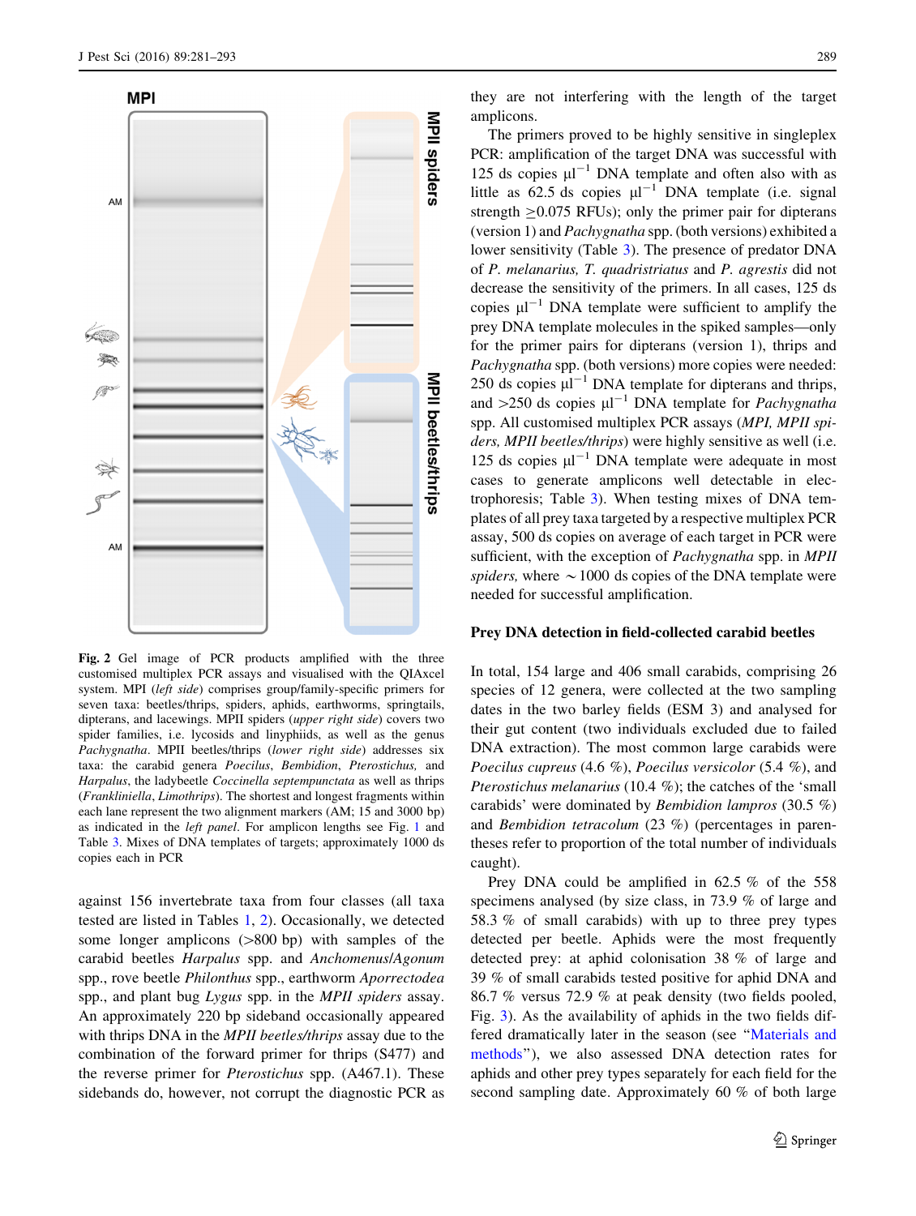Fig. 2 Gel image of PCR products amplified with the three customised multiplex PCR assays and visualised with the QIAxcel system. MPI (*left side*) comprises group/family-specific primers for seven taxa: beetles/thrips, spiders, aphids, earthworms, springtails, dipterans, and lacewings. MPII spiders (*upper right side*) covers two spider families, i.e. lycosids and linyphiids, as well as the genus *Pachygnatha*. MPII beetles/thrips (*lower right side*) addresses six taxa: the carabid genera *Poecilus*, *Bembidion*, *Pterostichus,* and *Harpalus*, the ladybeetle *Coccinella septempunctata* as well as thrips (*Frankliniella*, *Limothrips*). The shortest and longest fragments within each lane represent the two alignment markers (AM; 15 and 3000 bp) as indicated in the *left panel*. For amplicon lengths see Fig. 1 and Table 3. Mixes of DNA templates of targets; approximately 1000 ds copies each in PCR

against 156 invertebrate taxa from four classes (all taxa tested are listed in Tables 1, 2). Occasionally, we detected some longer amplicons (>800 bp) with samples of the carabid beetles *Harpalus* spp. and *Anchomenus/Agonum* spp., rove beetle *Philonthus* spp., earthworm *Aporrectodea* spp., and plant bug *Lygus* spp. in the *MPII spiders* assay. An approximately 220 bp sideband occasionally appeared with thrips DNA in the *MPII beetles/thrips* assay due to the combination of the forward primer for thrips (S477) and the reverse primer for *Pterostichus* spp. (A467.1). These sidebands do, however, not corrupt the diagnostic PCR as they are not interfering with the length of the target amplicons.

The primers proved to be highly sensitive in singleplex PCR: amplification of the target DNA was successful with 125 ds copies $\mu l^{-1}$ DNA template and often also with as little as 62.5 ds copies $\mu l^{-1}$ DNA template (i.e. signal strength $\geq$0.075 RFUs); only the primer pair for dipterans (version 1) and *Pachygnatha* spp. (both versions) exhibited a lower sensitivity (Table 3). The presence of predator DNA of *P. melanarius, T. quadristriatus* and *P. agrestis* did not decrease the sensitivity of the primers. In all cases, 125 ds copies $\mu l^{-1}$ DNA template were sufficient to amplify the prey DNA template molecules in the spiked samples—only for the primer pairs for dipterans (version 1), thrips and *Pachygnatha* spp. (both versions) more copies were needed: 250 ds copies $\mu l^{-1}$ DNA template for dipterans and thrips, and >250 ds copies $\mu l^{-1}$ DNA template for *Pachygnatha* spp. All customised multiplex PCR assays (*MPI, MPII spiders, MPII beetles/thrips*) were highly sensitive as well (i.e. 125 ds copies $\mu l^{-1}$ DNA template were adequate in most cases to generate amplicons well detectable in electrophoresis; Table 3). When testing mixes of DNA templates of all prey taxa targeted by a respective multiplex PCR assay, 500 ds copies on average of each target in PCR were sufficient, with the exception of *Pachygnatha* spp. in *MPII spiders,* where ~1000 ds copies of the DNA template were needed for successful amplification.

### Prey DNA detection in field-collected carabid beetles

In total, 154 large and 406 small carabids, comprising 26 species of 12 genera, were collected at the two sampling dates in the two barley fields (ESM 3) and analysed for their gut content (two individuals excluded due to failed DNA extraction). The most common large carabids were *Poecilus cupreus* (4.6 %), *Poecilus versicolor* (5.4 %), and *Pterostichus melanarius* (10.4 %); the catches of the 'small carabids' were dominated by *Bembidion lampros* (30.5 %) and *Bembidion tetracolum* (23 %) (percentages in parentheses refer to proportion of the total number of individuals caught).

Prey DNA could be amplified in 62.5 % of the 558 specimens analysed (by size class, in 73.9 % of large and 58.3 % of small carabids) with up to three prey types detected per beetle. Aphids were the most frequently detected prey: at aphid colonisation 38 % of large and 39 % of small carabids tested positive for aphid DNA and 86.7 % versus 72.9 % at peak density (two fields pooled, Fig. 3). As the availability of aphids in the two fields differed dramatically later in the season (see "Materials and methods"), we also assessed DNA detection rates for aphids and other prey types separately for each field for the second sampling date. Approximately 60 % of both large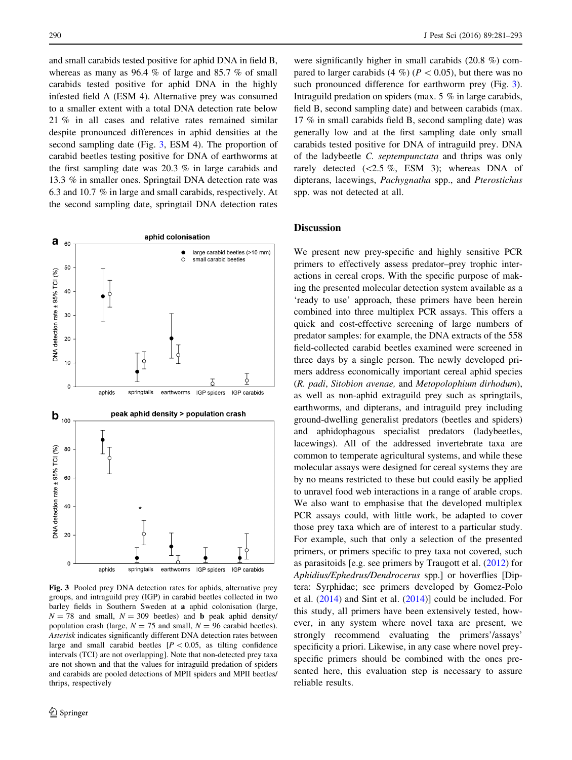and small carabids tested positive for aphid DNA in field B, whereas as many as 96.4 % of large and 85.7 % of small carabids tested positive for aphid DNA in the highly infested field A (ESM 4). Alternative prey was consumed to a smaller extent with a total DNA detection rate below 21 % in all cases and relative rates remained similar despite pronounced differences in aphid densities at the second sampling date (Fig. 3, ESM 4). The proportion of carabid beetles testing positive for DNA of earthworms at the first sampling date was 20.3 % in large carabids and 13.3 % in smaller ones. Springtail DNA detection rate was 6.3 and 10.7 % in large and small carabids, respectively. At the second sampling date, springtail DNA detection rates were significantly higher in small carabids (20.8 %) compared to larger carabids (4 %) ($P < 0.05$), but there was no such pronounced difference for earthworm prey (Fig. 3). Intraguild predation on spiders (max. 5 % in large carabids, field B, second sampling date) and between carabids (max. 17 % in small carabids field B, second sampling date) was generally low and at the first sampling date only small carabids tested positive for DNA of intraguild prey. DNA of the ladybeetle *C. septempunctata* and thrips was only rarely detected (<2.5 %, ESM 3); whereas DNA of dipterans, lacewings, *Pachygnatha* spp., and *Pterostichus* spp. was not detected at all.

a
aphid colonisation
large carabid beetles (>10 mm)
small carabid beetles
DNA detection rate ± 95% TCI (%)
0
10
20
30
40
50
60
aphids
springtails
earthworms
IGP spiders
IGP carabids

b
peak aphid density > population crash
DNA detection rate ± 95% TCI (%)
0
20
40
60
80
100
*
aphids
springtails
earthworms
IGP spiders
IGP carabids

**Fig. 3** Pooled prey DNA detection rates for aphids, alternative prey groups, and intraguild prey (IGP) in carabid beetles collected in two barley fields in Southern Sweden at **a** aphid colonisation (large, $N = 78$ and small, $N = 309$ beetles) and **b** peak aphid density/population crash (large, $N = 75$ and small, $N = 96$ carabid beetles). *Asterisk* indicates significantly different DNA detection rates between large and small carabid beetles [$P < 0.05$, as tilting confidence intervals (TCI) are not overlapping]. Note that non-detected prey taxa are not shown and that the values for intraguild predation of spiders and carabids are pooled detections of MPII spiders and MPII beetles/thrips, respectively

## Discussion

We present new prey-specific and highly sensitive PCR primers to effectively assess predator–prey trophic interactions in cereal crops. With the specific purpose of making the presented molecular detection system available as a 'ready to use' approach, these primers have been herein combined into three multiplex PCR assays. This offers a quick and cost-effective screening of large numbers of predator samples: for example, the DNA extracts of the 558 field-collected carabid beetles examined were screened in three days by a single person. The newly developed primers address economically important cereal aphid species (*R. padi*, *Sitobion avenae,* and *Metopolophium dirhodum*), as well as non-aphid extraguild prey such as springtails, earthworms, and dipterans, and intraguild prey including ground-dwelling generalist predators (beetles and spiders) and aphidophagous specialist predators (ladybeetles, lacewings). All of the addressed invertebrate taxa are common to temperate agricultural systems, and while these molecular assays were designed for cereal systems they are by no means restricted to these but could easily be applied to unravel food web interactions in a range of arable crops. We also want to emphasise that the developed multiplex PCR assays could, with little work, be adapted to cover those prey taxa which are of interest to a particular study. For example, such that only a selection of the presented primers, or primers specific to prey taxa not covered, such as parasitoids [e.g. see primers by Traugott et al. (2012) for *Aphidius/Ephedrus/Dendrocerus* spp.] or hoverflies [Diptera: Syrphidae; see primers developed by Gomez-Polo et al. (2014) and Sint et al. (2014)] could be included. For this study, all primers have been extensively tested, however, in any system where novel taxa are present, we strongly recommend evaluating the primers'/assays' specificity a priori. Likewise, in any case where novel prey-specific primers should be combined with the ones presented here, this evaluation step is necessary to assure reliable results.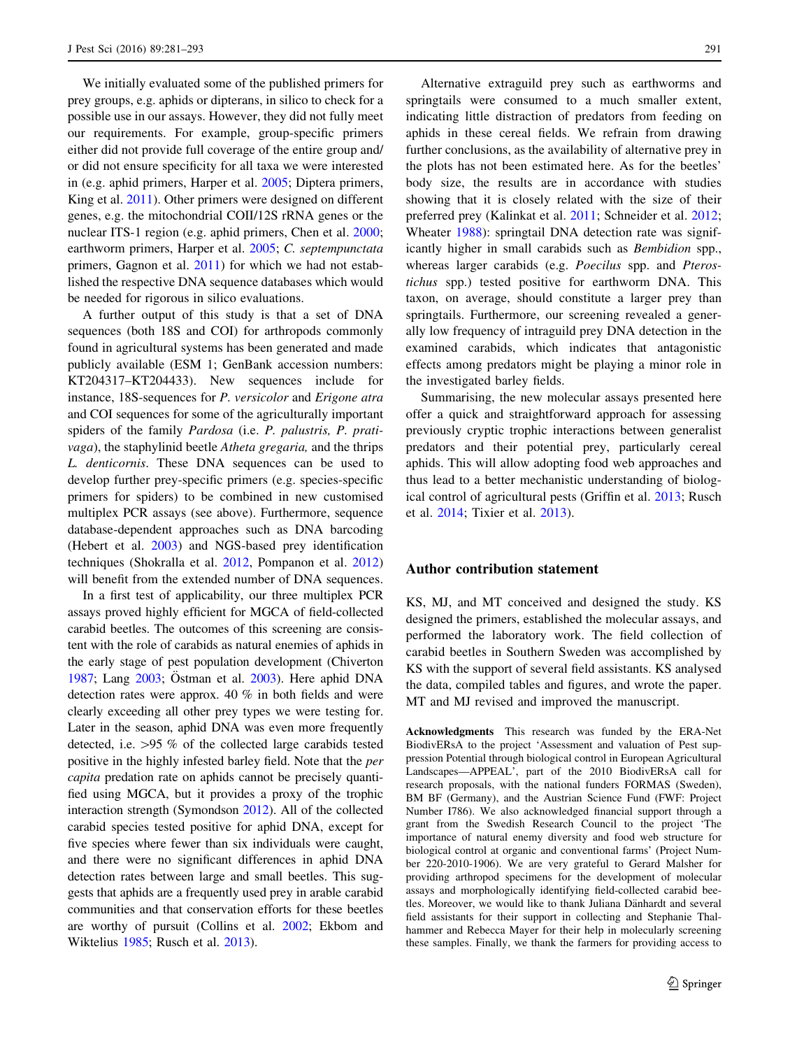We initially evaluated some of the published primers for prey groups, e.g. aphids or dipterans, in silico to check for a possible use in our assays. However, they did not fully meet our requirements. For example, group-specific primers either did not provide full coverage of the entire group and/or did not ensure specificity for all taxa we were interested in (e.g. aphid primers, Harper et al. 2005; Diptera primers, King et al. 2011). Other primers were designed on different genes, e.g. the mitochondrial COII/12S rRNA genes or the nuclear ITS-1 region (e.g. aphid primers, Chen et al. 2000; earthworm primers, Harper et al. 2005; *C. septempunctata* primers, Gagnon et al. 2011) for which we had not established the respective DNA sequence databases which would be needed for rigorous in silico evaluations.

A further output of this study is that a set of DNA sequences (both 18S and COI) for arthropods commonly found in agricultural systems has been generated and made publicly available (ESM 1; GenBank accession numbers: KT204317–KT204433). New sequences include for instance, 18S-sequences for *P. versicolor* and *Erigone atra* and COI sequences for some of the agriculturally important spiders of the family *Pardosa* (i.e. *P. palustris, P. prativaga*), the staphylinid beetle *Atheta gregaria,* and the thrips *L. denticornis*. These DNA sequences can be used to develop further prey-specific primers (e.g. species-specific primers for spiders) to be combined in new customised multiplex PCR assays (see above). Furthermore, sequence database-dependent approaches such as DNA barcoding (Hebert et al. 2003) and NGS-based prey identification techniques (Shokralla et al. 2012, Pompanon et al. 2012) will benefit from the extended number of DNA sequences.

In a first test of applicability, our three multiplex PCR assays proved highly efficient for MGCA of field-collected carabid beetles. The outcomes of this screening are consistent with the role of carabids as natural enemies of aphids in the early stage of pest population development (Chiverton 1987; Lang 2003; Östman et al. 2003). Here aphid DNA detection rates were approx. 40 % in both fields and were clearly exceeding all other prey types we were testing for. Later in the season, aphid DNA was even more frequently detected, i.e. >95 % of the collected large carabids tested positive in the highly infested barley field. Note that the *per capita* predation rate on aphids cannot be precisely quantified using MGCA, but it provides a proxy of the trophic interaction strength (Symondson 2012). All of the collected carabid species tested positive for aphid DNA, except for five species where fewer than six individuals were caught, and there were no significant differences in aphid DNA detection rates between large and small beetles. This suggests that aphids are a frequently used prey in arable carabid communities and that conservation efforts for these beetles are worthy of pursuit (Collins et al. 2002; Ekbom and Wiktelius 1985; Rusch et al. 2013).

Alternative extraguild prey such as earthworms and springtails were consumed to a much smaller extent, indicating little distraction of predators from feeding on aphids in these cereal fields. We refrain from drawing further conclusions, as the availability of alternative prey in the plots has not been estimated here. As for the beetles' body size, the results are in accordance with studies showing that it is closely related with the size of their preferred prey (Kalinkat et al. 2011; Schneider et al. 2012; Wheater 1988): springtail DNA detection rate was significantly higher in small carabids such as *Bembidion* spp., whereas larger carabids (e.g. *Poecilus* spp. and *Pterostichus* spp.) tested positive for earthworm DNA. This taxon, on average, should constitute a larger prey than springtails. Furthermore, our screening revealed a generally low frequency of intraguild prey DNA detection in the examined carabids, which indicates that antagonistic effects among predators might be playing a minor role in the investigated barley fields.

Summarising, the new molecular assays presented here offer a quick and straightforward approach for assessing previously cryptic trophic interactions between generalist predators and their potential prey, particularly cereal aphids. This will allow adopting food web approaches and thus lead to a better mechanistic understanding of biological control of agricultural pests (Griffin et al. 2013; Rusch et al. 2014; Tixier et al. 2013).

## Author contribution statement

KS, MJ, and MT conceived and designed the study. KS designed the primers, established the molecular assays, and performed the laboratory work. The field collection of carabid beetles in Southern Sweden was accomplished by KS with the support of several field assistants. KS analysed the data, compiled tables and figures, and wrote the paper. MT and MJ revised and improved the manuscript.

**Acknowledgments** This research was funded by the ERA-Net BiodivERsA to the project 'Assessment and valuation of Pest suppression Potential through biological control in European Agricultural Landscapes—APPEAL', part of the 2010 BiodivERsA call for research proposals, with the national funders FORMAS (Sweden), BM BF (Germany), and the Austrian Science Fund (FWF: Project Number I786). We also acknowledged financial support through a grant from the Swedish Research Council to the project 'The importance of natural enemy diversity and food web structure for biological control at organic and conventional farms' (Project Number 220-2010-1906). We are very grateful to Gerard Malsher for providing arthropod specimens for the development of molecular assays and morphologically identifying field-collected carabid beetles. Moreover, we would like to thank Juliana Dänhardt and several field assistants for their support in collecting and Stephanie Thalhammer and Rebecca Mayer for their help in molecularly screening these samples. Finally, we thank the farmers for providing access to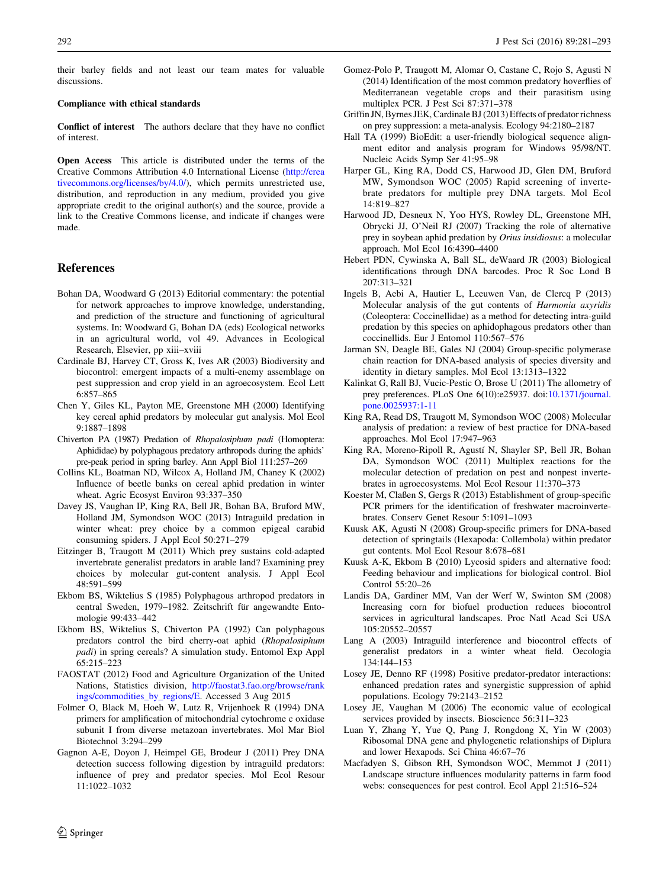their barley fields and not least our team mates for valuable discussions.

**Compliance with ethical standards**

**Conflict of interest** The authors declare that they have no conflict of interest.

**Open Access** This article is distributed under the terms of the Creative Commons Attribution 4.0 International License (http://creativecommons.org/licenses/by/4.0/), which permits unrestricted use, distribution, and reproduction in any medium, provided you give appropriate credit to the original author(s) and the source, provide a link to the Creative Commons license, and indicate if changes were made.

## References

Bohan DA, Woodward G (2013) Editorial commentary: the potential for network approaches to improve knowledge, understanding, and prediction of the structure and functioning of agricultural systems. In: Woodward G, Bohan DA (eds) Ecological networks in an agricultural world, vol 49. Advances in Ecological Research, Elsevier, pp xiii–xviii

Cardinale BJ, Harvey CT, Gross K, Ives AR (2003) Biodiversity and biocontrol: emergent impacts of a multi-enemy assemblage on pest suppression and crop yield in an agroecosystem. Ecol Lett 6:857–865

Chen Y, Giles KL, Payton ME, Greenstone MH (2000) Identifying key cereal aphid predators by molecular gut analysis. Mol Ecol 9:1887–1898

Chiverton PA (1987) Predation of *Rhopalosiphum padi* (Homoptera: Aphididae) by polyphagous predatory arthropods during the aphids' pre-peak period in spring barley. Ann Appl Biol 111:257–269

Collins KL, Boatman ND, Wilcox A, Holland JM, Chaney K (2002) Influence of beetle banks on cereal aphid predation in winter wheat. Agric Ecosyst Environ 93:337–350

Davey JS, Vaughan IP, King RA, Bell JR, Bohan BA, Bruford MW, Holland JM, Symondson WOC (2013) Intraguild predation in winter wheat: prey choice by a common epigeal carabid consuming spiders. J Appl Ecol 50:271–279

Eitzinger B, Traugott M (2011) Which prey sustains cold-adapted invertebrate generalist predators in arable land? Examining prey choices by molecular gut-content analysis. J Appl Ecol 48:591–599

Ekbom BS, Wiktelius S (1985) Polyphagous arthropod predators in central Sweden, 1979–1982. Zeitschrift für angewandte Entomologie 99:433–442

Ekbom BS, Wiktelius S, Chiverton PA (1992) Can polyphagous predators control the bird cherry-oat aphid (*Rhopalosiphum padi*) in spring cereals? A simulation study. Entomol Exp Appl 65:215–223

FAOSTAT (2012) Food and Agriculture Organization of the United Nations, Statistics division, http://faostat3.fao.org/browse/rankings/commodities_by_regions/E. Accessed 3 Aug 2015

Folmer O, Black M, Hoeh W, Lutz R, Vrijenhoek R (1994) DNA primers for amplification of mitochondrial cytochrome c oxidase subunit I from diverse metazoan invertebrates. Mol Mar Biol Biotechnol 3:294–299

Gagnon A-E, Doyon J, Heimpel GE, Brodeur J (2011) Prey DNA detection success following digestion by intraguild predators: influence of prey and predator species. Mol Ecol Resour 11:1022–1032

Gomez-Polo P, Traugott M, Alomar O, Castane C, Rojo S, Agusti N (2014) Identification of the most common predatory hoverflies of Mediterranean vegetable crops and their parasitism using multiplex PCR. J Pest Sci 87:371–378

Griffin JN, Byrnes JEK, Cardinale BJ (2013) Effects of predator richness on prey suppression: a meta-analysis. Ecology 94:2180–2187

Hall TA (1999) BioEdit: a user-friendly biological sequence alignment editor and analysis program for Windows 95/98/NT. Nucleic Acids Symp Ser 41:95–98

Harper GL, King RA, Dodd CS, Harwood JD, Glen DM, Bruford MW, Symondson WOC (2005) Rapid screening of invertebrate predators for multiple prey DNA targets. Mol Ecol 14:819–827

Harwood JD, Desneux N, Yoo HYS, Rowley DL, Greenstone MH, Obrycki JJ, O'Neil RJ (2007) Tracking the role of alternative prey in soybean aphid predation by *Orius insidiosus*: a molecular approach. Mol Ecol 16:4390–4400

Hebert PDN, Cywinska A, Ball SL, deWaard JR (2003) Biological identifications through DNA barcodes. Proc R Soc Lond B 207:313–321

Ingels B, Aebi A, Hautier L, Leeuwen Van, de Clercq P (2013) Molecular analysis of the gut contents of *Harmonia axyridis* (Coleoptera: Coccinellidae) as a method for detecting intra-guild predation by this species on aphidophagous predators other than coccinellids. Eur J Entomol 110:567–576

Jarman SN, Deagle BE, Gales NJ (2004) Group-specific polymerase chain reaction for DNA-based analysis of species diversity and identity in dietary samples. Mol Ecol 13:1313–1322

Kalinkat G, Rall BJ, Vucic-Pestic O, Brose U (2011) The allometry of prey preferences. PLoS One 6(10):e25937. doi:10.1371/journal.pone.0025937:1-11

King RA, Read DS, Traugott M, Symondson WOC (2008) Molecular analysis of predation: a review of best practice for DNA-based approaches. Mol Ecol 17:947–963

King RA, Moreno-Ripoll R, Agustí N, Shayler SP, Bell JR, Bohan DA, Symondson WOC (2011) Multiplex reactions for the molecular detection of predation on pest and nonpest invertebrates in agroecosystems. Mol Ecol Resour 11:370–373

Koester M, Claßen S, Gergs R (2013) Establishment of group-specific PCR primers for the identification of freshwater macroinvertebrates. Conserv Genet Resour 5:1091–1093

Kuusk AK, Agusti N (2008) Group-specific primers for DNA-based detection of springtails (Hexapoda: Collembola) within predator gut contents. Mol Ecol Resour 8:678–681

Kuusk A-K, Ekbom B (2010) Lycosid spiders and alternative food: Feeding behaviour and implications for biological control. Biol Control 55:20–26

Landis DA, Gardiner MM, Van der Werf W, Swinton SM (2008) Increasing corn for biofuel production reduces biocontrol services in agricultural landscapes. Proc Natl Acad Sci USA 105:20552–20557

Lang A (2003) Intraguild interference and biocontrol effects of generalist predators in a winter wheat field. Oecologia 134:144–153

Losey JE, Denno RF (1998) Positive predator-predator interactions: enhanced predation rates and synergistic suppression of aphid populations. Ecology 79:2143–2152

Losey JE, Vaughan M (2006) The economic value of ecological services provided by insects. Bioscience 56:311–323

Luan Y, Zhang Y, Yue Q, Pang J, Rongdong X, Yin W (2003) Ribosomal DNA gene and phylogenetic relationships of Diplura and lower Hexapods. Sci China 46:67–76

Macfadyen S, Gibson RH, Symondson WOC, Memmott J (2011) Landscape structure influences modularity patterns in farm food webs: consequences for pest control. Ecol Appl 21:516–524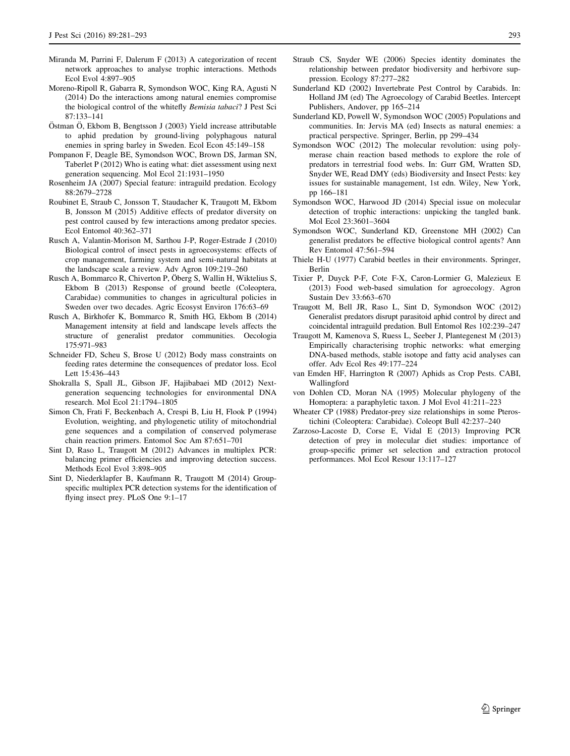Miranda M, Parrini F, Dalerum F (2013) A categorization of recent network approaches to analyse trophic interactions. Methods Ecol Evol 4:897–905

Moreno-Ripoll R, Gabarra R, Symondson WOC, King RA, Agusti N (2014) Do the interactions among natural enemies compromise the biological control of the whitefly *Bemisia tabaci*? J Pest Sci 87:133–141

Östman Ö, Ekbom B, Bengtsson J (2003) Yield increase attributable to aphid predation by ground-living polyphagous natural enemies in spring barley in Sweden. Ecol Econ 45:149–158

Pompanon F, Deagle BE, Symondson WOC, Brown DS, Jarman SN, Taberlet P (2012) Who is eating what: diet assessment using next generation sequencing. Mol Ecol 21:1931–1950

Rosenheim JA (2007) Special feature: intraguild predation. Ecology 88:2679–2728

Roubinet E, Straub C, Jonsson T, Staudacher K, Traugott M, Ekbom B, Jonsson M (2015) Additive effects of predator diversity on pest control caused by few interactions among predator species. Ecol Entomol 40:362–371

Rusch A, Valantin-Morison M, Sarthou J-P, Roger-Estrade J (2010) Biological control of insect pests in agroecosystems: effects of crop management, farming system and semi-natural habitats at the landscape scale a review. Adv Agron 109:219–260

Rusch A, Bommarco R, Chiverton P, Öberg S, Wallin H, Wiktelius S, Ekbom B (2013) Response of ground beetle (Coleoptera, Carabidae) communities to changes in agricultural policies in Sweden over two decades. Agric Ecosyst Environ 176:63–69

Rusch A, Birkhofer K, Bommarco R, Smith HG, Ekbom B (2014) Management intensity at field and landscape levels affects the structure of generalist predator communities. Oecologia 175:971–983

Schneider FD, Scheu S, Brose U (2012) Body mass constraints on feeding rates determine the consequences of predator loss. Ecol Lett 15:436–443

Shokralla S, Spall JL, Gibson JF, Hajibabaei MD (2012) Next-generation sequencing technologies for environmental DNA research. Mol Ecol 21:1794–1805

Simon Ch, Frati F, Beckenbach A, Crespi B, Liu H, Flook P (1994) Evolution, weighting, and phylogenetic utility of mitochondrial gene sequences and a compilation of conserved polymerase chain reaction primers. Entomol Soc Am 87:651–701

Sint D, Raso L, Traugott M (2012) Advances in multiplex PCR: balancing primer efficiencies and improving detection success. Methods Ecol Evol 3:898–905

Sint D, Niederklapfer B, Kaufmann R, Traugott M (2014) Group-specific multiplex PCR detection systems for the identification of flying insect prey. PLoS One 9:1–17

Straub CS, Snyder WE (2006) Species identity dominates the relationship between predator biodiversity and herbivore suppression. Ecology 87:277–282

Sunderland KD (2002) Invertebrate Pest Control by Carabids. In: Holland JM (ed) The Agroecology of Carabid Beetles. Intercept Publishers, Andover, pp 165–214

Sunderland KD, Powell W, Symondson WOC (2005) Populations and communities. In: Jervis MA (ed) Insects as natural enemies: a practical perspective. Springer, Berlin, pp 299–434

Symondson WOC (2012) The molecular revolution: using polymerase chain reaction based methods to explore the role of predators in terrestrial food webs. In: Gurr GM, Wratten SD, Snyder WE, Read DMY (eds) Biodiversity and Insect Pests: key issues for sustainable management, 1st edn. Wiley, New York, pp 166–181

Symondson WOC, Harwood JD (2014) Special issue on molecular detection of trophic interactions: unpicking the tangled bank. Mol Ecol 23:3601–3604

Symondson WOC, Sunderland KD, Greenstone MH (2002) Can generalist predators be effective biological control agents? Ann Rev Entomol 47:561–594

Thiele H-U (1977) Carabid beetles in their environments. Springer, Berlin

Tixier P, Duyck P-F, Cote F-X, Caron-Lormier G, Malezieux E (2013) Food web-based simulation for agroecology. Agron Sustain Dev 33:663–670

Traugott M, Bell JR, Raso L, Sint D, Symondson WOC (2012) Generalist predators disrupt parasitoid aphid control by direct and coincidental intraguild predation. Bull Entomol Res 102:239–247

Traugott M, Kamenova S, Ruess L, Seeber J, Plantegenest M (2013) Empirically characterising trophic networks: what emerging DNA-based methods, stable isotope and fatty acid analyses can offer. Adv Ecol Res 49:177–224

van Emden HF, Harrington R (2007) Aphids as Crop Pests. CABI, Wallingford

von Dohlen CD, Moran NA (1995) Molecular phylogeny of the Homoptera: a paraphyletic taxon. J Mol Evol 41:211–223

Wheater CP (1988) Predator-prey size relationships in some Pterostichini (Coleoptera: Carabidae). Coleopt Bull 42:237–240

Zarzoso-Lacoste D, Corse E, Vidal E (2013) Improving PCR detection of prey in molecular diet studies: importance of group-specific primer set selection and extraction protocol performances. Mol Ecol Resour 13:117–127